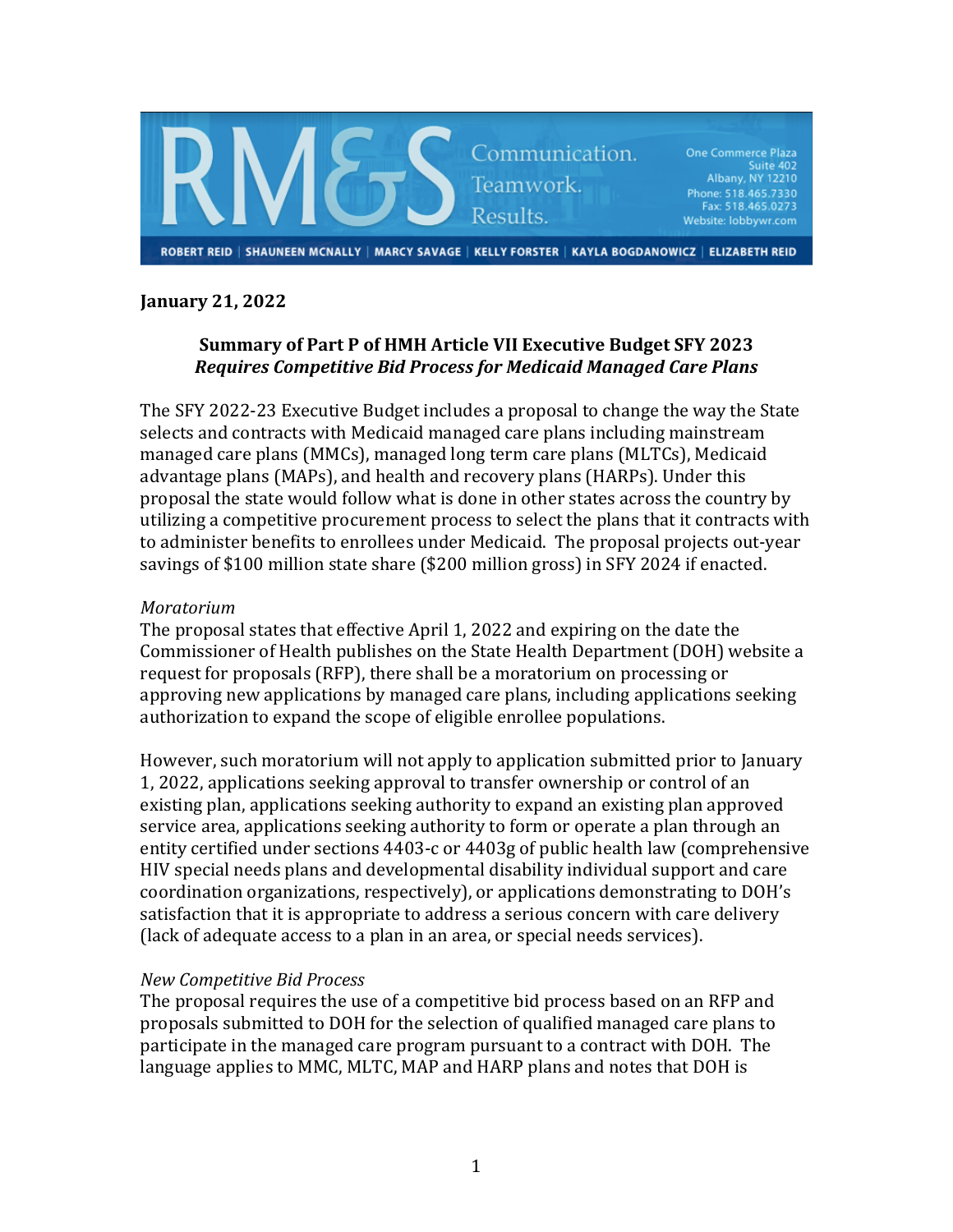RM&S Communication. Teamwork. Results.

One Commerce Plaza
Suite 402
Albany, NY 12210
Phone: 518.465.7330
Fax: 518.465.0273
Website: lobbywr.com

ROBERT REID | SHAUNEEN MCNALLY | MARCY SAVAGE | KELLY FORSTER | KAYLA BOGDANOWICZ | ELIZABETH REID

**January 21, 2022**

**Summary of Part P of HMH Article VII Executive Budget SFY 2023**
***Requires Competitive Bid Process for Medicaid Managed Care Plans***

The SFY 2022-23 Executive Budget includes a proposal to change the way the State selects and contracts with Medicaid managed care plans including mainstream managed care plans (MMCs), managed long term care plans (MLTCs), Medicaid advantage plans (MAPs), and health and recovery plans (HARPs). Under this proposal the state would follow what is done in other states across the country by utilizing a competitive procurement process to select the plans that it contracts with to administer benefits to enrollees under Medicaid. The proposal projects out-year savings of $100 million state share ($200 million gross) in SFY 2024 if enacted.

*Moratorium*
The proposal states that effective April 1, 2022 and expiring on the date the Commissioner of Health publishes on the State Health Department (DOH) website a request for proposals (RFP), there shall be a moratorium on processing or approving new applications by managed care plans, including applications seeking authorization to expand the scope of eligible enrollee populations.

However, such moratorium will not apply to application submitted prior to January 1, 2022, applications seeking approval to transfer ownership or control of an existing plan, applications seeking authority to expand an existing plan approved service area, applications seeking authority to form or operate a plan through an entity certified under sections 4403-c or 4403g of public health law (comprehensive HIV special needs plans and developmental disability individual support and care coordination organizations, respectively), or applications demonstrating to DOH's satisfaction that it is appropriate to address a serious concern with care delivery (lack of adequate access to a plan in an area, or special needs services).

*New Competitive Bid Process*
The proposal requires the use of a competitive bid process based on an RFP and proposals submitted to DOH for the selection of qualified managed care plans to participate in the managed care program pursuant to a contract with DOH. The language applies to MMC, MLTC, MAP and HARP plans and notes that DOH is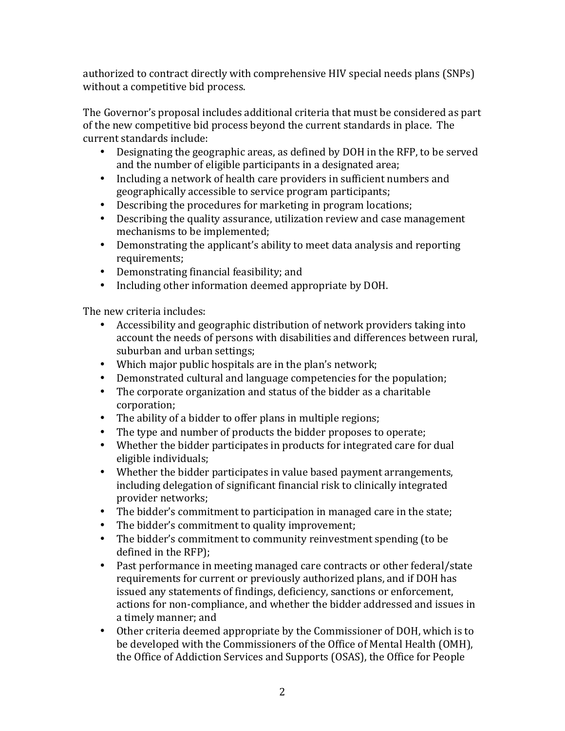authorized to contract directly with comprehensive HIV special needs plans (SNPs) without a competitive bid process.

The Governor's proposal includes additional criteria that must be considered as part of the new competitive bid process beyond the current standards in place. The current standards include:

- Designating the geographic areas, as defined by DOH in the RFP, to be served and the number of eligible participants in a designated area;
- Including a network of health care providers in sufficient numbers and geographically accessible to service program participants;
- Describing the procedures for marketing in program locations;
- Describing the quality assurance, utilization review and case management mechanisms to be implemented;
- Demonstrating the applicant's ability to meet data analysis and reporting requirements;
- Demonstrating financial feasibility; and
- Including other information deemed appropriate by DOH.

The new criteria includes:

- Accessibility and geographic distribution of network providers taking into account the needs of persons with disabilities and differences between rural, suburban and urban settings;
- Which major public hospitals are in the plan's network;
- Demonstrated cultural and language competencies for the population;
- The corporate organization and status of the bidder as a charitable corporation;
- The ability of a bidder to offer plans in multiple regions;
- The type and number of products the bidder proposes to operate;
- Whether the bidder participates in products for integrated care for dual eligible individuals;
- Whether the bidder participates in value based payment arrangements, including delegation of significant financial risk to clinically integrated provider networks;
- The bidder's commitment to participation in managed care in the state;
- The bidder's commitment to quality improvement;
- The bidder's commitment to community reinvestment spending (to be defined in the RFP);
- Past performance in meeting managed care contracts or other federal/state requirements for current or previously authorized plans, and if DOH has issued any statements of findings, deficiency, sanctions or enforcement, actions for non-compliance, and whether the bidder addressed and issues in a timely manner; and
- Other criteria deemed appropriate by the Commissioner of DOH, which is to be developed with the Commissioners of the Office of Mental Health (OMH), the Office of Addiction Services and Supports (OSAS), the Office for People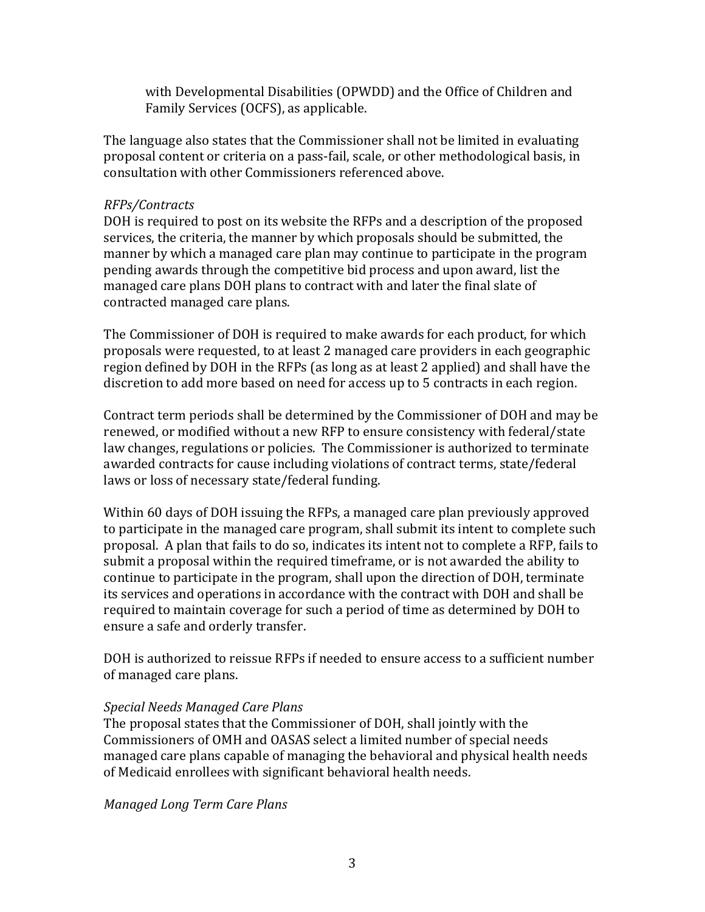with Developmental Disabilities (OPWDD) and the Office of Children and Family Services (OCFS), as applicable.

The language also states that the Commissioner shall not be limited in evaluating proposal content or criteria on a pass-fail, scale, or other methodological basis, in consultation with other Commissioners referenced above.

*RFPs/Contracts*

DOH is required to post on its website the RFPs and a description of the proposed services, the criteria, the manner by which proposals should be submitted, the manner by which a managed care plan may continue to participate in the program pending awards through the competitive bid process and upon award, list the managed care plans DOH plans to contract with and later the final slate of contracted managed care plans.

The Commissioner of DOH is required to make awards for each product, for which proposals were requested, to at least 2 managed care providers in each geographic region defined by DOH in the RFPs (as long as at least 2 applied) and shall have the discretion to add more based on need for access up to 5 contracts in each region.

Contract term periods shall be determined by the Commissioner of DOH and may be renewed, or modified without a new RFP to ensure consistency with federal/state law changes, regulations or policies. The Commissioner is authorized to terminate awarded contracts for cause including violations of contract terms, state/federal laws or loss of necessary state/federal funding.

Within 60 days of DOH issuing the RFPs, a managed care plan previously approved to participate in the managed care program, shall submit its intent to complete such proposal. A plan that fails to do so, indicates its intent not to complete a RFP, fails to submit a proposal within the required timeframe, or is not awarded the ability to continue to participate in the program, shall upon the direction of DOH, terminate its services and operations in accordance with the contract with DOH and shall be required to maintain coverage for such a period of time as determined by DOH to ensure a safe and orderly transfer.

DOH is authorized to reissue RFPs if needed to ensure access to a sufficient number of managed care plans.

*Special Needs Managed Care Plans*

The proposal states that the Commissioner of DOH, shall jointly with the Commissioners of OMH and OASAS select a limited number of special needs managed care plans capable of managing the behavioral and physical health needs of Medicaid enrollees with significant behavioral health needs.

*Managed Long Term Care Plans*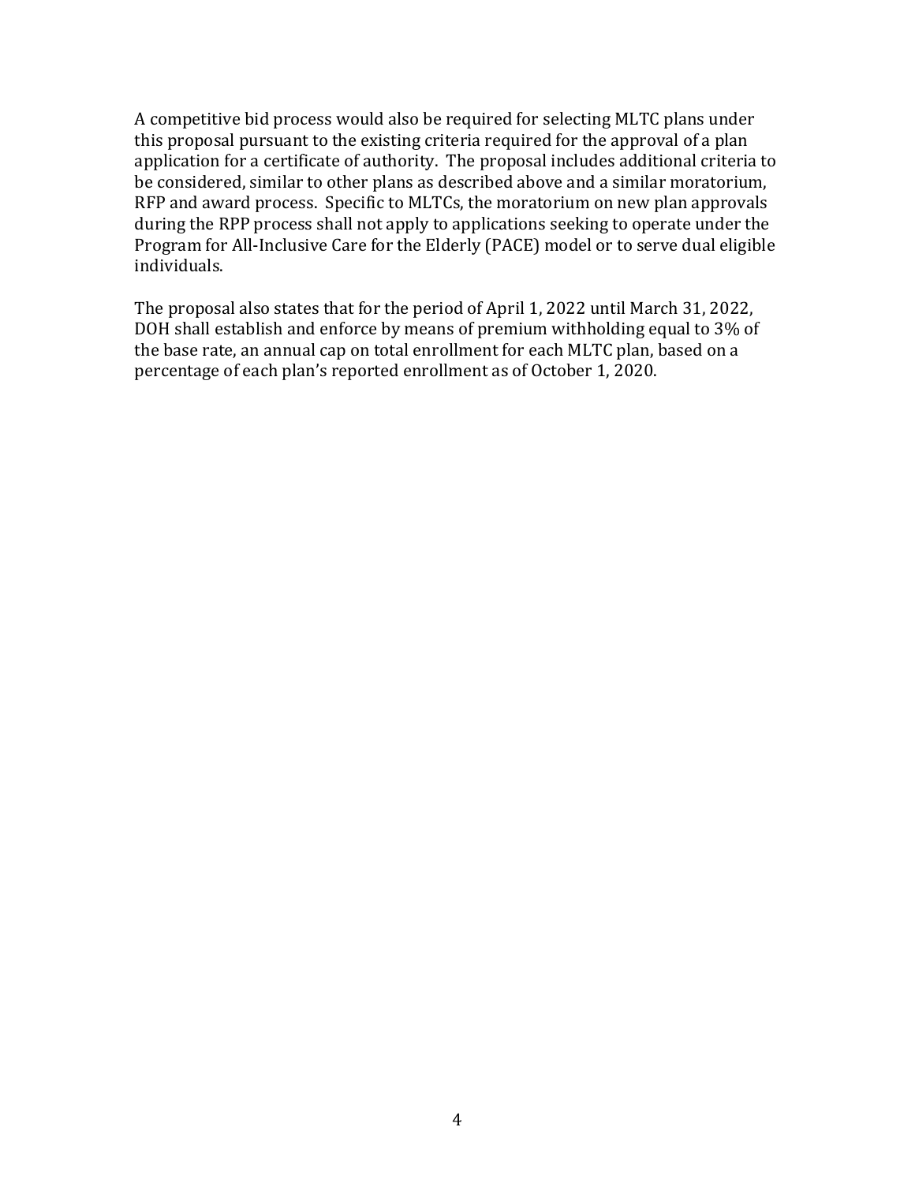A competitive bid process would also be required for selecting MLTC plans under this proposal pursuant to the existing criteria required for the approval of a plan application for a certificate of authority. The proposal includes additional criteria to be considered, similar to other plans as described above and a similar moratorium, RFP and award process. Specific to MLTCs, the moratorium on new plan approvals during the RPP process shall not apply to applications seeking to operate under the Program for All-Inclusive Care for the Elderly (PACE) model or to serve dual eligible individuals.

The proposal also states that for the period of April 1, 2022 until March 31, 2022, DOH shall establish and enforce by means of premium withholding equal to 3% of the base rate, an annual cap on total enrollment for each MLTC plan, based on a percentage of each plan's reported enrollment as of October 1, 2020.